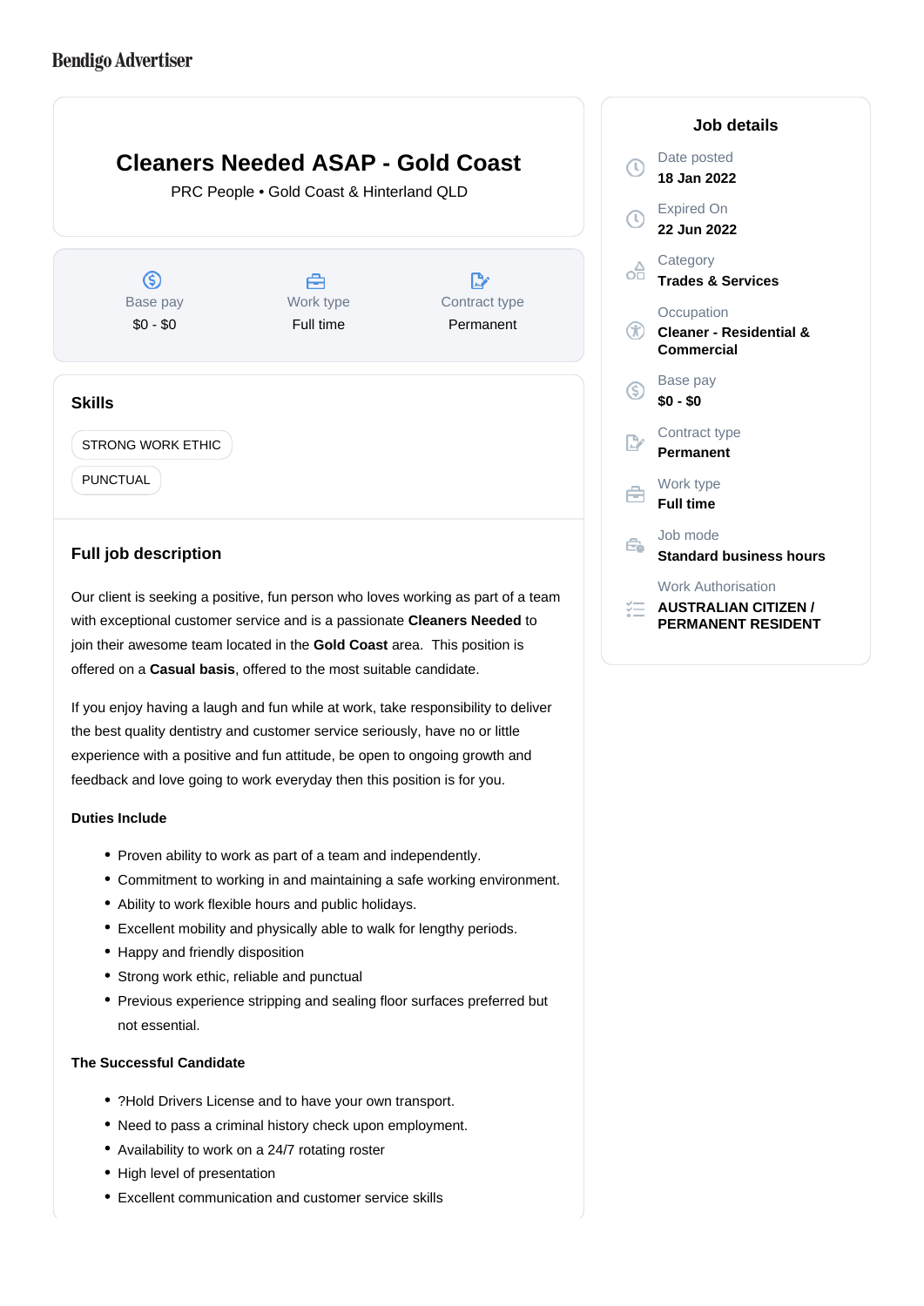Bendigo Advertiser

# Cleaners Needed ASAP - Gold Coast

PRC People • Gold Coast & Hinterland QLD

| Base pay | Work type | Contract type |
|---|---|---|
| $0 - $0 | Full time | Permanent |

## Skills

STRONG WORK ETHIC

PUNCTUAL

## Full job description

Our client is seeking a positive, fun person who loves working as part of a team with exceptional customer service and is a passionate **Cleaners Needed** to join their awesome team located in the **Gold Coast** area. This position is offered on a **Casual basis**, offered to the most suitable candidate.

If you enjoy having a laugh and fun while at work, take responsibility to deliver the best quality dentistry and customer service seriously, have no or little experience with a positive and fun attitude, be open to ongoing growth and feedback and love going to work everyday then this position is for you.

**Duties Include**

- Proven ability to work as part of a team and independently.
- Commitment to working in and maintaining a safe working environment.
- Ability to work flexible hours and public holidays.
- Excellent mobility and physically able to walk for lengthy periods.
- Happy and friendly disposition
- Strong work ethic, reliable and punctual
- Previous experience stripping and sealing floor surfaces preferred but not essential.

**The Successful Candidate**

- ?Hold Drivers License and to have your own transport.
- Need to pass a criminal history check upon employment.
- Availability to work on a 24/7 rotating roster
- High level of presentation
- Excellent communication and customer service skills

## Job details

**Date posted**
18 Jan 2022

**Expired On**
22 Jun 2022

**Category**
Trades & Services

**Occupation**
Cleaner - Residential & Commercial

**Base pay**
$0 - $0

**Contract type**
Permanent

**Work type**
Full time

**Job mode**
Standard business hours

**Work Authorisation**
AUSTRALIAN CITIZEN / PERMANENT RESIDENT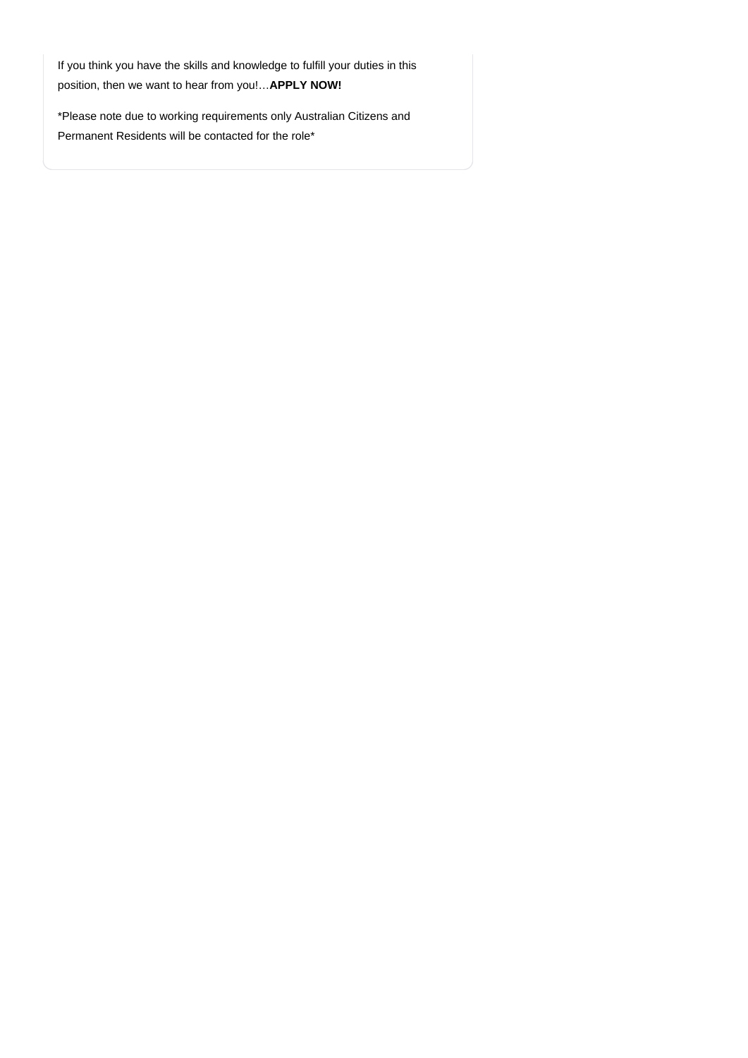If you think you have the skills and knowledge to fulfill your duties in this position, then we want to hear from you!…**APPLY NOW!**

*Please note due to working requirements only Australian Citizens and Permanent Residents will be contacted for the role*